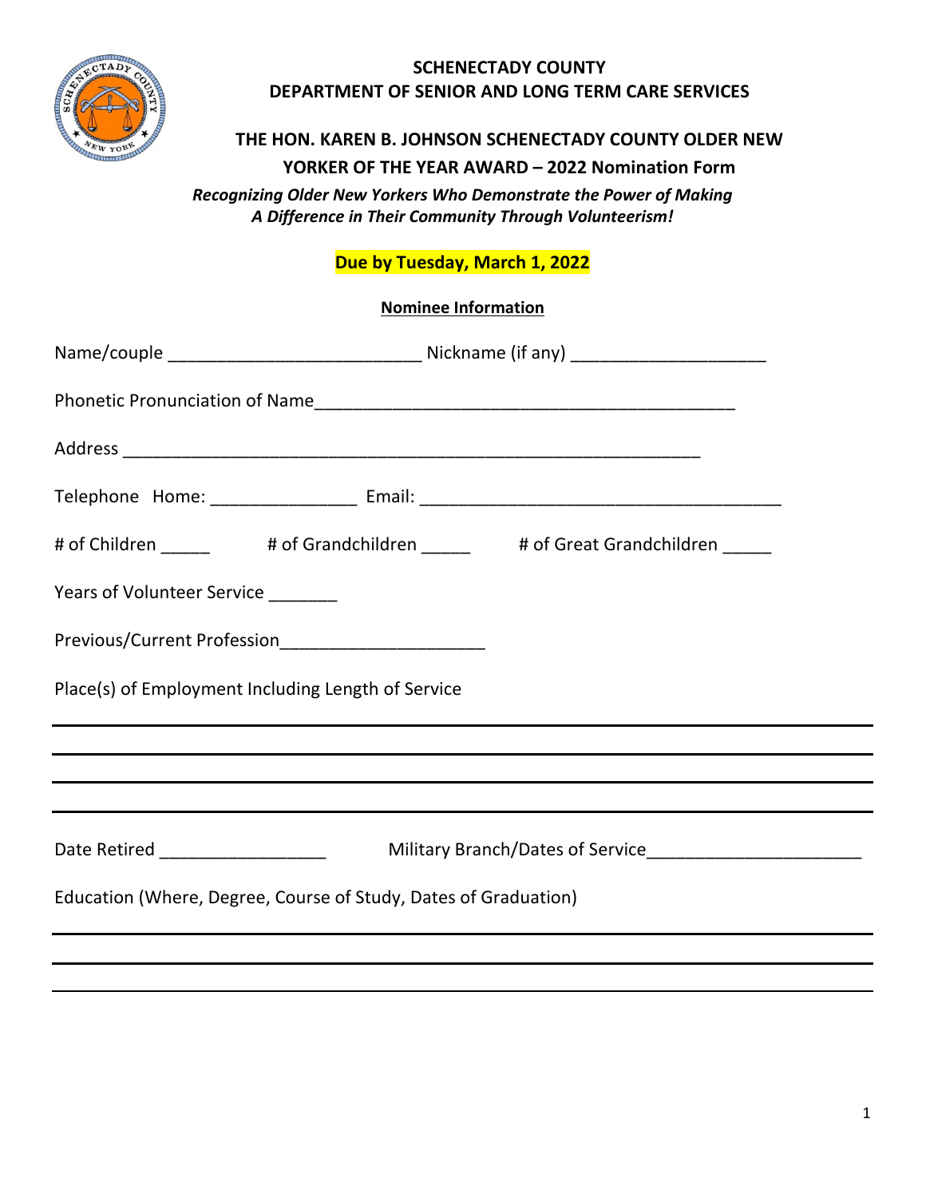**SCHENECTADY COUNTY**
**DEPARTMENT OF SENIOR AND LONG TERM CARE SERVICES**

# THE HON. KAREN B. JOHNSON SCHENECTADY COUNTY OLDER NEW YORKER OF THE YEAR AWARD – 2022 Nomination Form

***Recognizing Older New Yorkers Who Demonstrate the Power of Making A Difference in Their Community Through Volunteerism!***

**Due by Tuesday, March 1, 2022**

## Nominee Information

Name/couple __________________________ Nickname (if any) ____________________

Phonetic Pronunciation of Name___________________________________________

Address ___________________________________________________________

Telephone Home: _______________ Email: _____________________________________

# of Children _____ # of Grandchildren _____ # of Great Grandchildren _____

Years of Volunteer Service _______

Previous/Current Profession_____________________

Place(s) of Employment Including Length of Service

___________________________________________________________

___________________________________________________________

___________________________________________________________

___________________________________________________________

Date Retired _________________ Military Branch/Dates of Service______________________

Education (Where, Degree, Course of Study, Dates of Graduation)

___________________________________________________________

___________________________________________________________

___________________________________________________________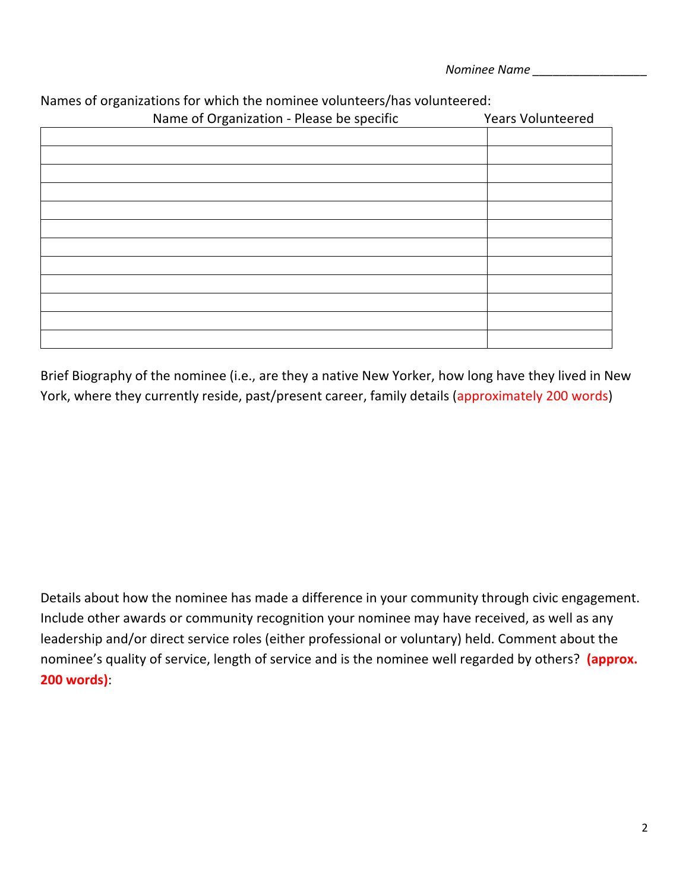*Nominee Name* _________________

Names of organizations for which the nominee volunteers/has volunteered:

| Name of Organization - Please be specific | Years Volunteered |
|---|---|
| | |
| | |
| | |
| | |
| | |
| | |
| | |
| | |
| | |
| | |
| | |
| | |

Brief Biography of the nominee (i.e., are they a native New Yorker, how long have they lived in New York, where they currently reside, past/present career, family details (approximately 200 words)

Details about how the nominee has made a difference in your community through civic engagement. Include other awards or community recognition your nominee may have received, as well as any leadership and/or direct service roles (either professional or voluntary) held. Comment about the nominee's quality of service, length of service and is the nominee well regarded by others? **(approx. 200 words)**: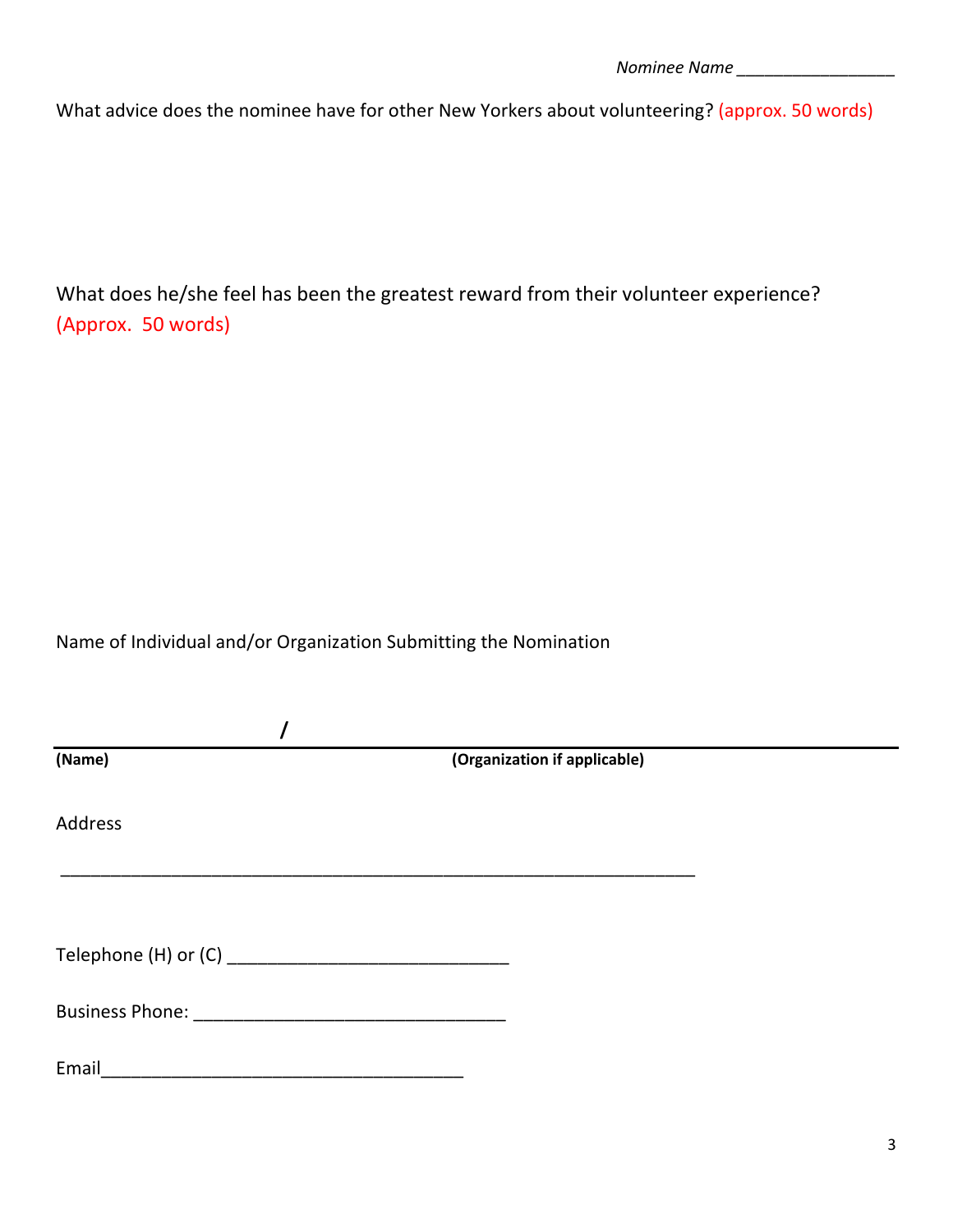*Nominee Name* _________________

What advice does the nominee have for other New Yorkers about volunteering? (approx. 50 words)

What does he/she feel has been the greatest reward from their volunteer experience? (Approx. 50 words)

Name of Individual and/or Organization Submitting the Nomination

/

**(Name)** **(Organization if applicable)**

Address

_____________________________________________________________________

Telephone (H) or (C) _____________________________

Business Phone: ________________________________

Email_____________________________________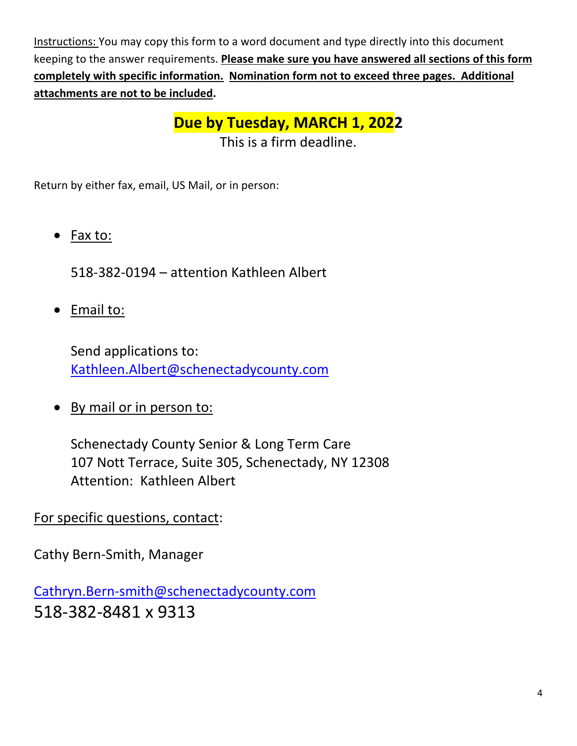Instructions: You may copy this form to a word document and type directly into this document keeping to the answer requirements. **Please make sure you have answered all sections of this form completely with specific information. Nomination form not to exceed three pages. Additional attachments are not to be included.**

## Due by Tuesday, MARCH 1, 2022

This is a firm deadline.

Return by either fax, email, US Mail, or in person:

- Fax to:

  518-382-0194 – attention Kathleen Albert

- Email to:

  Send applications to:
  Kathleen.Albert@schenectadycounty.com

- By mail or in person to:

  Schenectady County Senior & Long Term Care
  107 Nott Terrace, Suite 305, Schenectady, NY 12308
  Attention: Kathleen Albert

For specific questions, contact:

Cathy Bern-Smith, Manager

Cathryn.Bern-smith@schenectadycounty.com
518-382-8481 x 9313